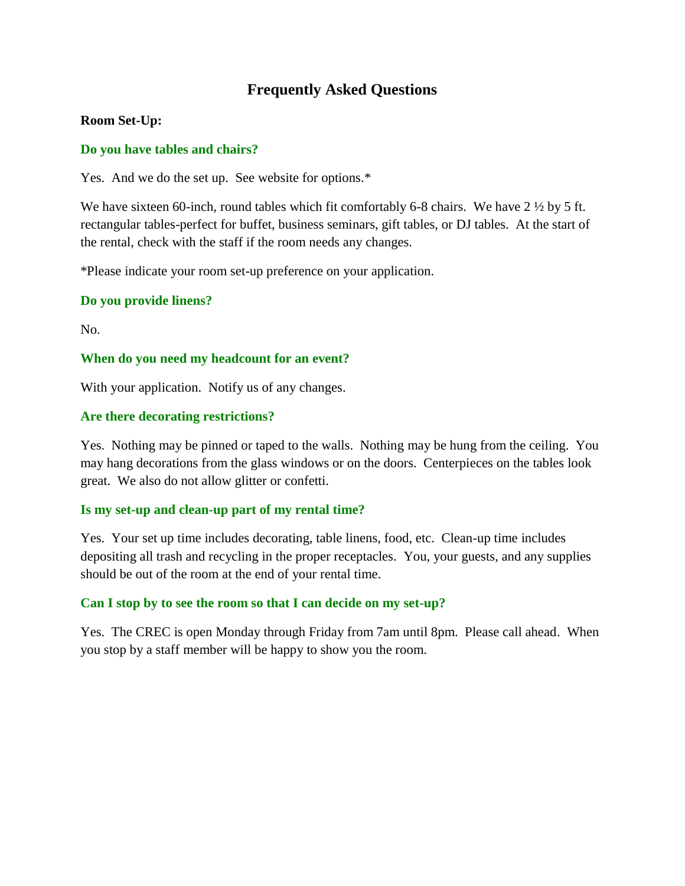# Frequently Asked Questions

**Room Set-Up:**

### Do you have tables and chairs?

Yes. And we do the set up. See website for options.*

We have sixteen 60-inch, round tables which fit comfortably 6-8 chairs. We have 2 ½ by 5 ft. rectangular tables-perfect for buffet, business seminars, gift tables, or DJ tables. At the start of the rental, check with the staff if the room needs any changes.

*Please indicate your room set-up preference on your application.

### Do you provide linens?

No.

### When do you need my headcount for an event?

With your application. Notify us of any changes.

### Are there decorating restrictions?

Yes. Nothing may be pinned or taped to the walls. Nothing may be hung from the ceiling. You may hang decorations from the glass windows or on the doors. Centerpieces on the tables look great. We also do not allow glitter or confetti.

### Is my set-up and clean-up part of my rental time?

Yes. Your set up time includes decorating, table linens, food, etc. Clean-up time includes depositing all trash and recycling in the proper receptacles. You, your guests, and any supplies should be out of the room at the end of your rental time.

### Can I stop by to see the room so that I can decide on my set-up?

Yes. The CREC is open Monday through Friday from 7am until 8pm. Please call ahead. When you stop by a staff member will be happy to show you the room.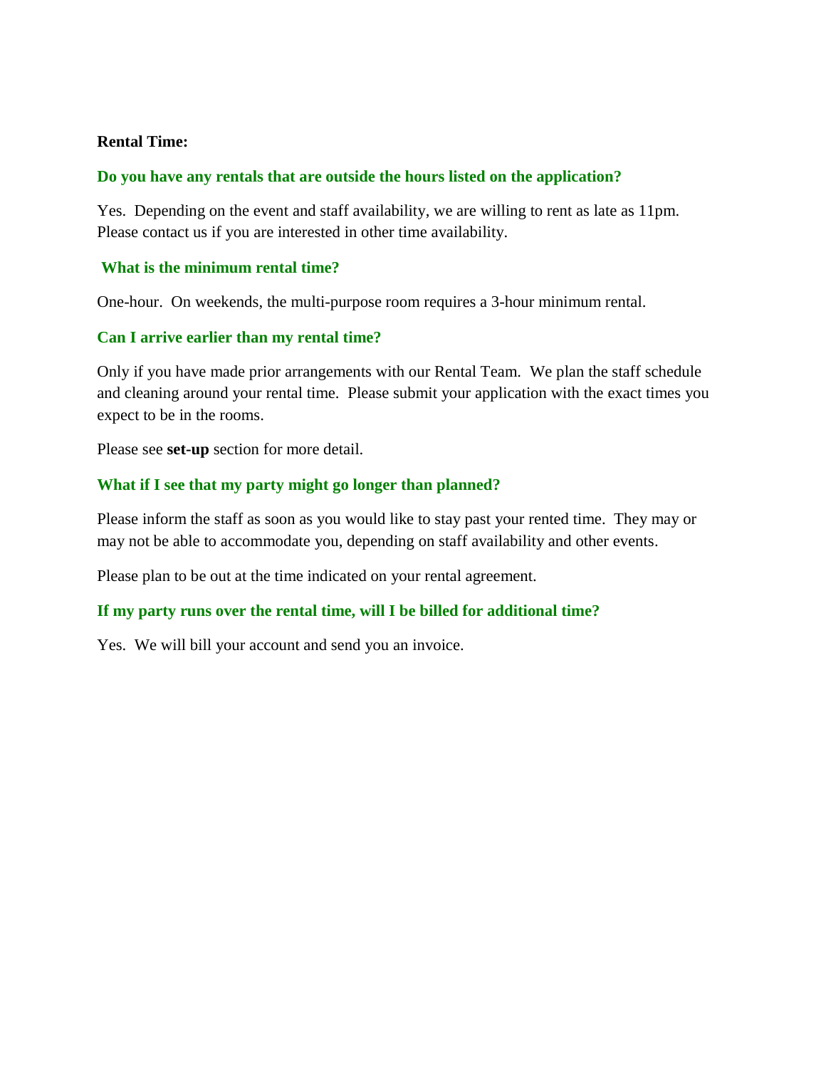**Rental Time:**

### Do you have any rentals that are outside the hours listed on the application?

Yes. Depending on the event and staff availability, we are willing to rent as late as 11pm. Please contact us if you are interested in other time availability.

### What is the minimum rental time?

One-hour. On weekends, the multi-purpose room requires a 3-hour minimum rental.

### Can I arrive earlier than my rental time?

Only if you have made prior arrangements with our Rental Team. We plan the staff schedule and cleaning around your rental time. Please submit your application with the exact times you expect to be in the rooms.

Please see **set-up** section for more detail.

### What if I see that my party might go longer than planned?

Please inform the staff as soon as you would like to stay past your rented time. They may or may not be able to accommodate you, depending on staff availability and other events.

Please plan to be out at the time indicated on your rental agreement.

### If my party runs over the rental time, will I be billed for additional time?

Yes. We will bill your account and send you an invoice.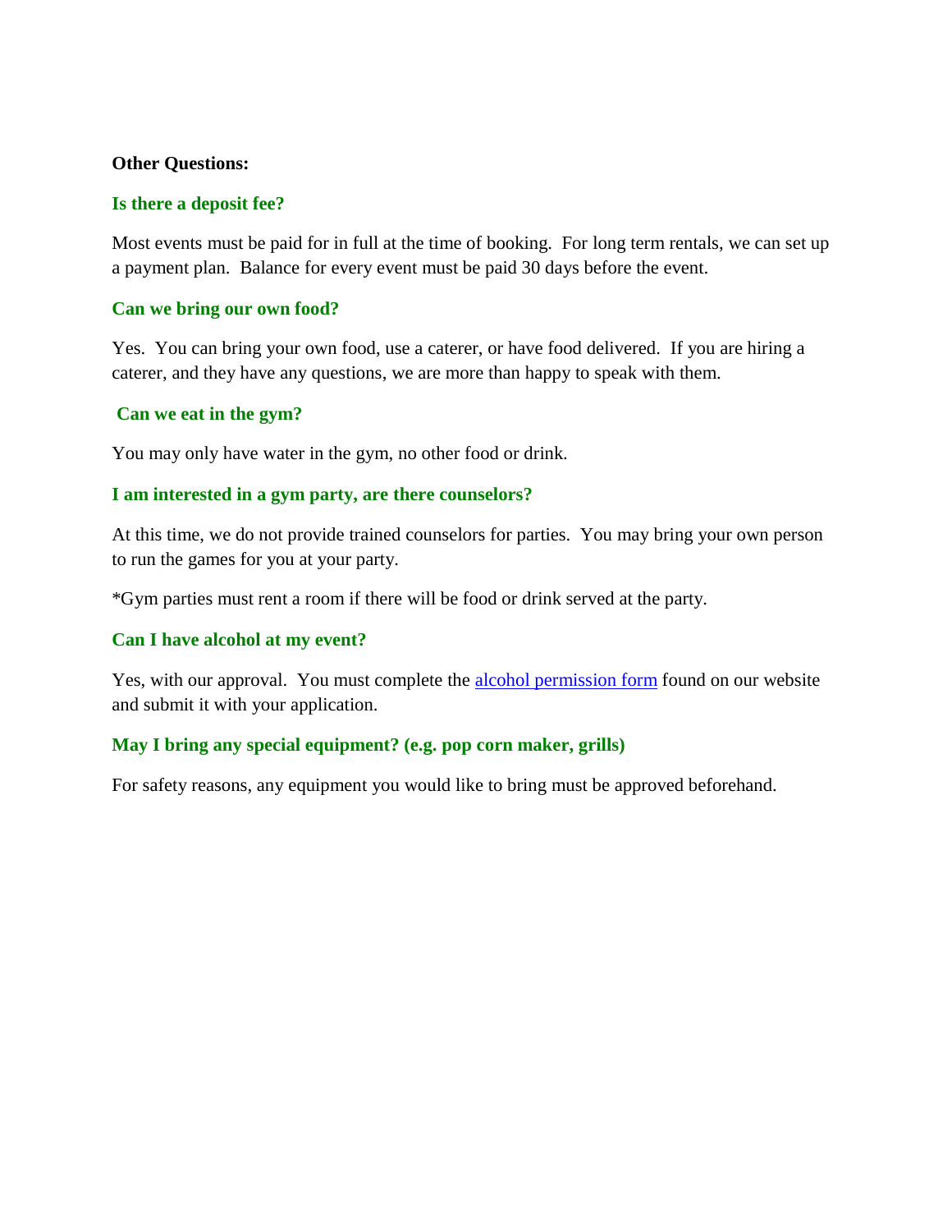**Other Questions:**

### Is there a deposit fee?

Most events must be paid for in full at the time of booking. For long term rentals, we can set up a payment plan. Balance for every event must be paid 30 days before the event.

### Can we bring our own food?

Yes. You can bring your own food, use a caterer, or have food delivered. If you are hiring a caterer, and they have any questions, we are more than happy to speak with them.

### Can we eat in the gym?

You may only have water in the gym, no other food or drink.

### I am interested in a gym party, are there counselors?

At this time, we do not provide trained counselors for parties. You may bring your own person to run the games for you at your party.

*Gym parties must rent a room if there will be food or drink served at the party.

### Can I have alcohol at my event?

Yes, with our approval. You must complete the alcohol permission form found on our website and submit it with your application.

### May I bring any special equipment? (e.g. pop corn maker, grills)

For safety reasons, any equipment you would like to bring must be approved beforehand.